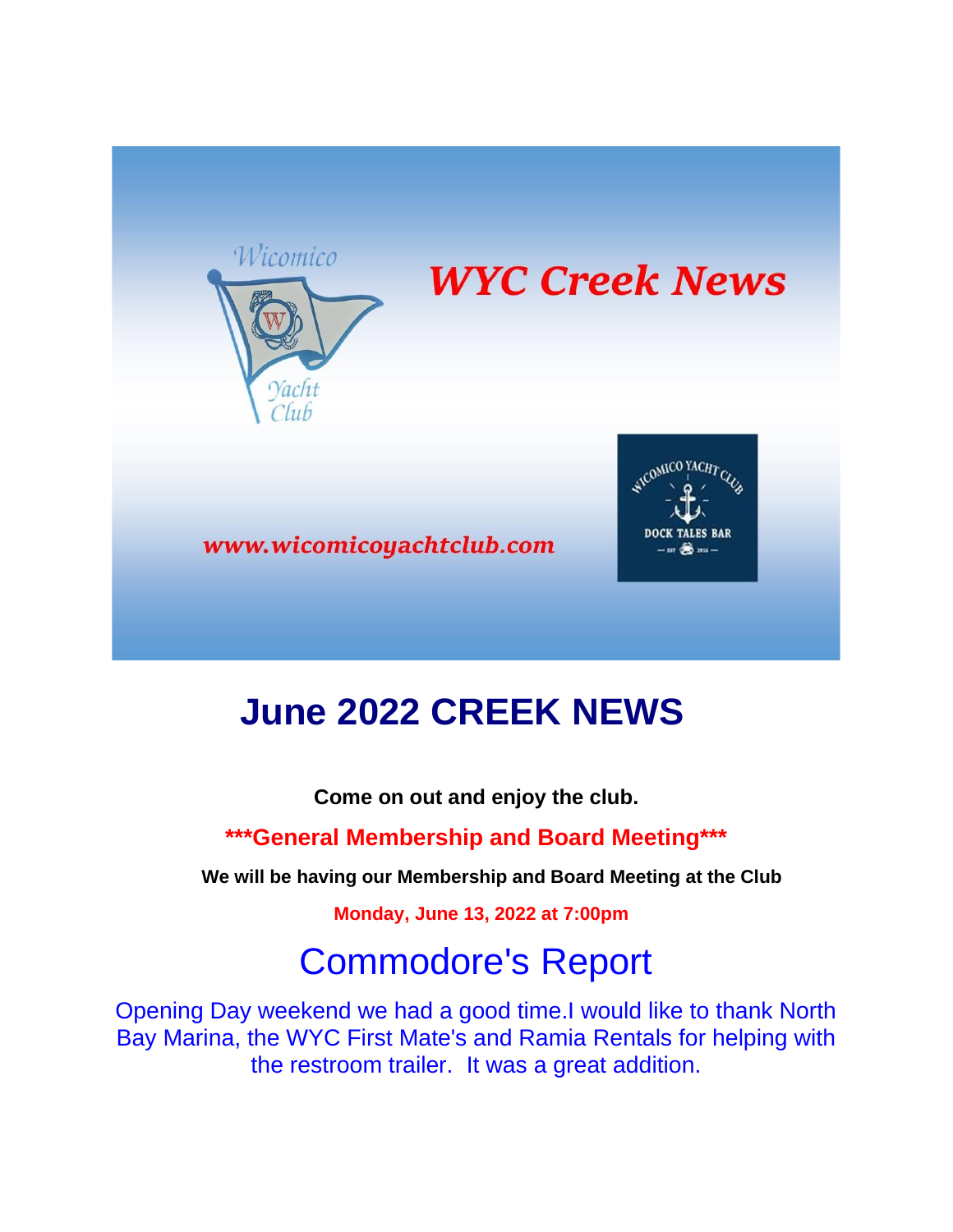Wicomico Yacht Club

# WYC Creek News

www.wicomicoyachtclub.com

WICOMICO YACHT CLUB
DOCK TALES BAR

# June 2022 CREEK NEWS

**Come on out and enjoy the club.**

**\*\*\*General Membership and Board Meeting\*\*\***

**We will be having our Membership and Board Meeting at the Club**

**Monday, June 13, 2022 at 7:00pm**

## Commodore's Report

Opening Day weekend we had a good time.I would like to thank North Bay Marina, the WYC First Mate's and Ramia Rentals for helping with the restroom trailer. It was a great addition.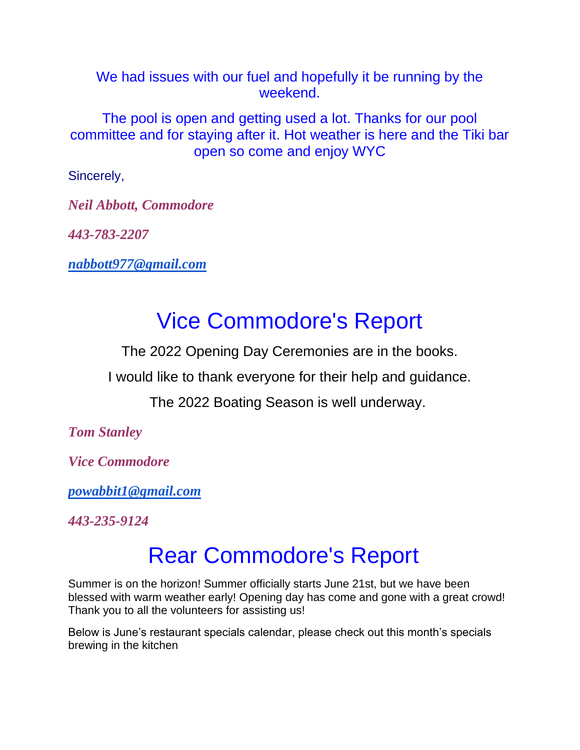We had issues with our fuel and hopefully it be running by the weekend.

The pool is open and getting used a lot. Thanks for our pool committee and for staying after it. Hot weather is here and the Tiki bar open so come and enjoy WYC

Sincerely,

***Neil Abbott, Commodore***

***443-783-2207***

***nabbott977@gmail.com***

# Vice Commodore's Report

The 2022 Opening Day Ceremonies are in the books.

I would like to thank everyone for their help and guidance.

The 2022 Boating Season is well underway.

***Tom Stanley***

***Vice Commodore***

***powabbit1@gmail.com***

***443-235-9124***

# Rear Commodore's Report

Summer is on the horizon! Summer officially starts June 21st, but we have been blessed with warm weather early! Opening day has come and gone with a great crowd! Thank you to all the volunteers for assisting us!

Below is June's restaurant specials calendar, please check out this month's specials brewing in the kitchen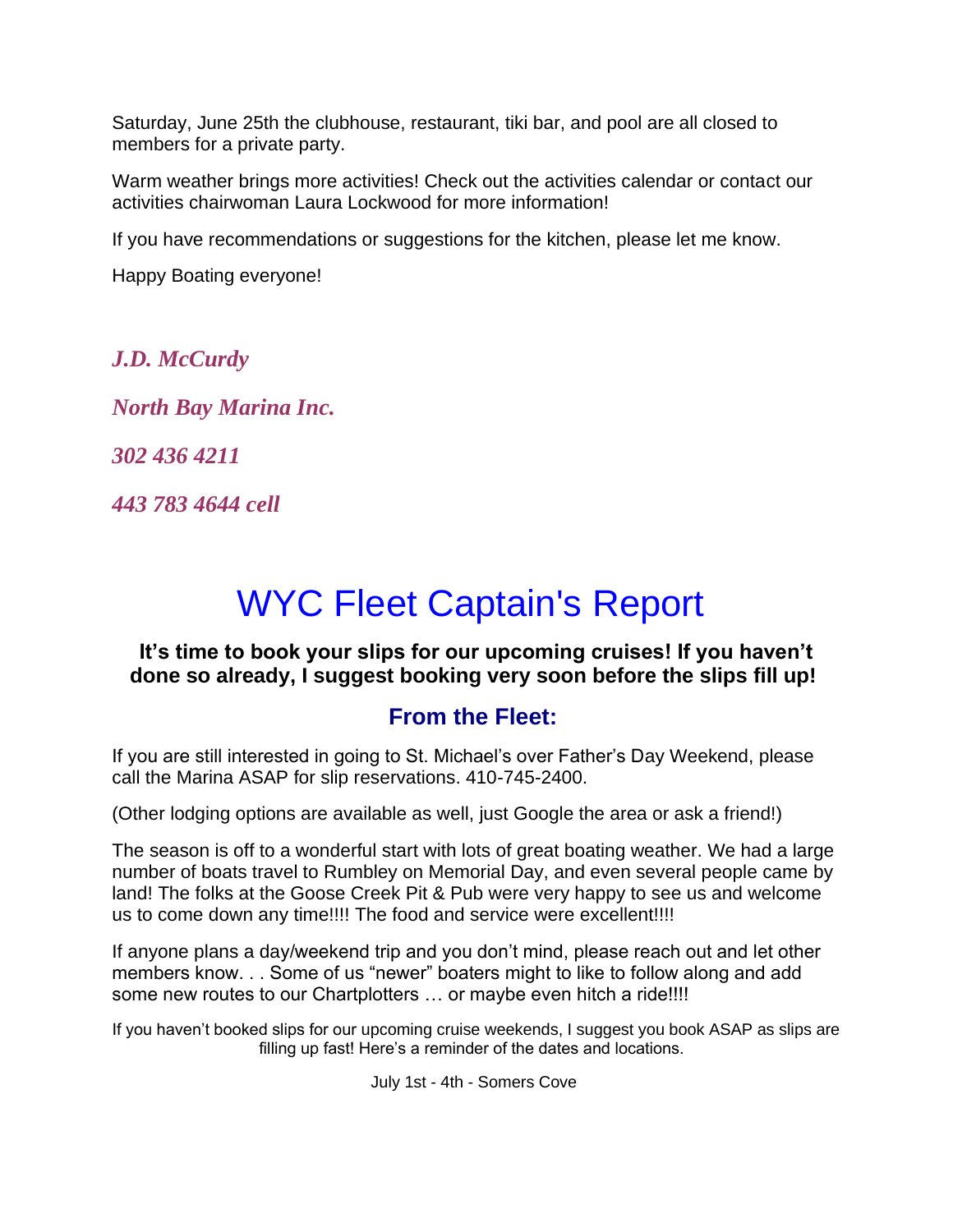Saturday, June 25th the clubhouse, restaurant, tiki bar, and pool are all closed to members for a private party.

Warm weather brings more activities! Check out the activities calendar or contact our activities chairwoman Laura Lockwood for more information!

If you have recommendations or suggestions for the kitchen, please let me know.

Happy Boating everyone!

***J.D. McCurdy***

***North Bay Marina Inc.***

***302 436 4211***

***443 783 4644 cell***

# WYC Fleet Captain's Report

**It's time to book your slips for our upcoming cruises! If you haven't done so already, I suggest booking very soon before the slips fill up!**

## From the Fleet:

If you are still interested in going to St. Michael's over Father's Day Weekend, please call the Marina ASAP for slip reservations. 410-745-2400.

(Other lodging options are available as well, just Google the area or ask a friend!)

The season is off to a wonderful start with lots of great boating weather. We had a large number of boats travel to Rumbley on Memorial Day, and even several people came by land! The folks at the Goose Creek Pit & Pub were very happy to see us and welcome us to come down any time!!!! The food and service were excellent!!!!

If anyone plans a day/weekend trip and you don't mind, please reach out and let other members know. . . Some of us "newer" boaters might to like to follow along and add some new routes to our Chartplotters … or maybe even hitch a ride!!!!

If you haven't booked slips for our upcoming cruise weekends, I suggest you book ASAP as slips are filling up fast! Here's a reminder of the dates and locations.

July 1st - 4th - Somers Cove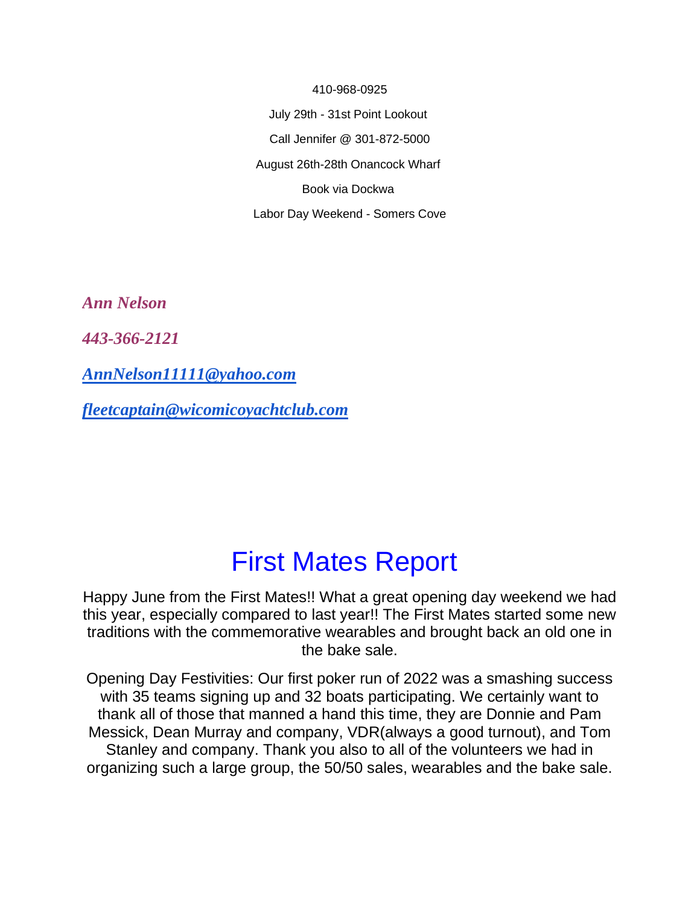410-968-0925

July 29th - 31st Point Lookout

Call Jennifer @ 301-872-5000

August 26th-28th Onancock Wharf

Book via Dockwa

Labor Day Weekend - Somers Cove

***Ann Nelson***

***443-366-2121***

***AnnNelson11111@yahoo.com***

***fleetcaptain@wicomicoyachtclub.com***

# First Mates Report

Happy June from the First Mates!! What a great opening day weekend we had this year, especially compared to last year!! The First Mates started some new traditions with the commemorative wearables and brought back an old one in the bake sale.

Opening Day Festivities: Our first poker run of 2022 was a smashing success with 35 teams signing up and 32 boats participating. We certainly want to thank all of those that manned a hand this time, they are Donnie and Pam Messick, Dean Murray and company, VDR(always a good turnout), and Tom Stanley and company. Thank you also to all of the volunteers we had in organizing such a large group, the 50/50 sales, wearables and the bake sale.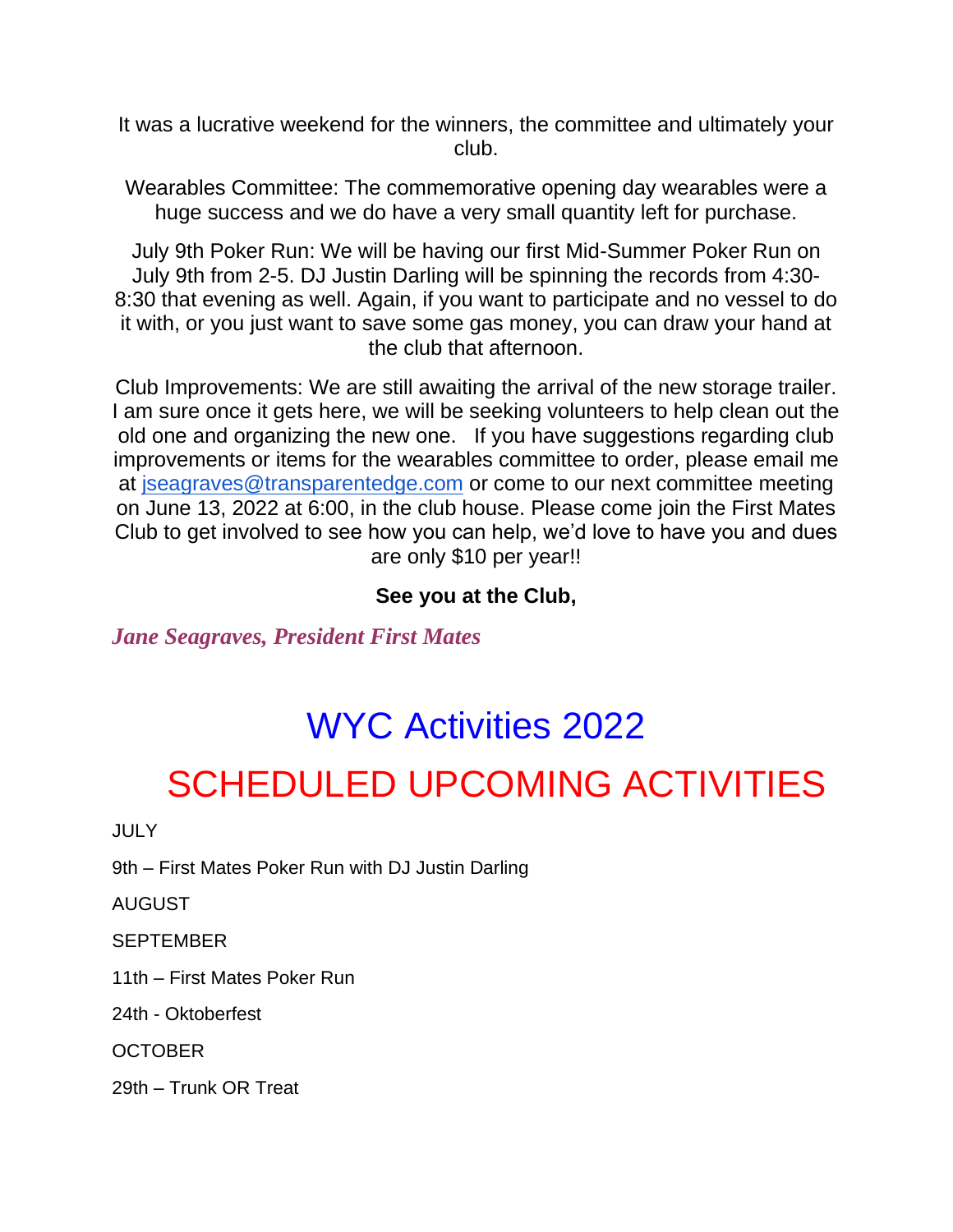It was a lucrative weekend for the winners, the committee and ultimately your club.

Wearables Committee: The commemorative opening day wearables were a huge success and we do have a very small quantity left for purchase.

July 9th Poker Run: We will be having our first Mid-Summer Poker Run on July 9th from 2-5. DJ Justin Darling will be spinning the records from 4:30-8:30 that evening as well. Again, if you want to participate and no vessel to do it with, or you just want to save some gas money, you can draw your hand at the club that afternoon.

Club Improvements: We are still awaiting the arrival of the new storage trailer. I am sure once it gets here, we will be seeking volunteers to help clean out the old one and organizing the new one. If you have suggestions regarding club improvements or items for the wearables committee to order, please email me at jseagraves@transparentedge.com or come to our next committee meeting on June 13, 2022 at 6:00, in the club house. Please come join the First Mates Club to get involved to see how you can help, we'd love to have you and dues are only $10 per year!!

**See you at the Club,**

***Jane Seagraves, President First Mates***

# WYC Activities 2022

# SCHEDULED UPCOMING ACTIVITIES

JULY

9th – First Mates Poker Run with DJ Justin Darling

AUGUST

SEPTEMBER

11th – First Mates Poker Run

24th - Oktoberfest

OCTOBER

29th – Trunk OR Treat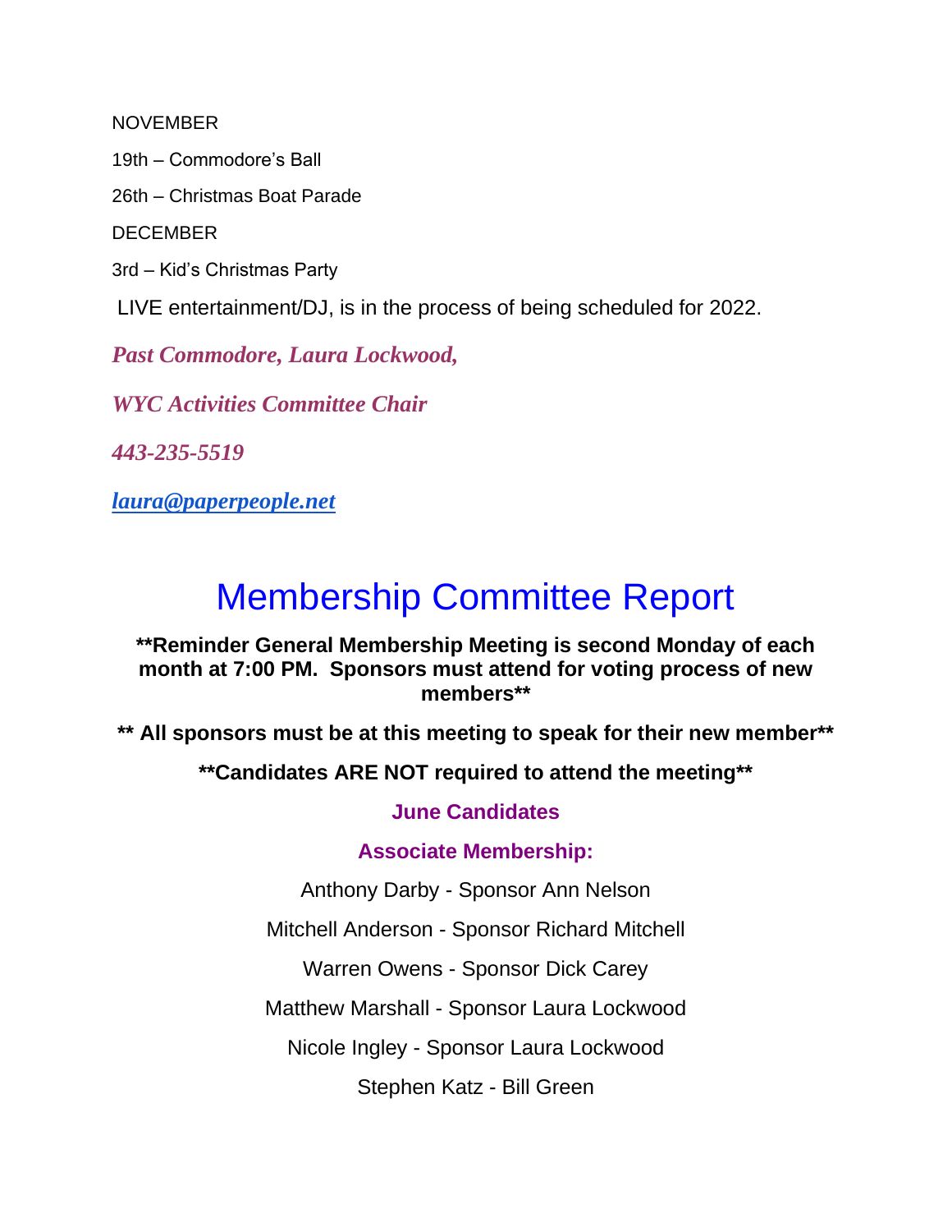NOVEMBER

19th – Commodore's Ball

26th – Christmas Boat Parade

DECEMBER

3rd – Kid's Christmas Party

LIVE entertainment/DJ, is in the process of being scheduled for 2022.

***Past Commodore, Laura Lockwood,***

***WYC Activities Committee Chair***

***443-235-5519***

***[laura@paperpeople.net](mailto:laura@paperpeople.net)***

# Membership Committee Report

**\*\*Reminder General Membership Meeting is second Monday of each month at 7:00 PM. Sponsors must attend for voting process of new members\*\***

**\*\* All sponsors must be at this meeting to speak for their new member\*\***

**\*\*Candidates ARE NOT required to attend the meeting\*\***

**June Candidates**

**Associate Membership:**

Anthony Darby - Sponsor Ann Nelson

Mitchell Anderson - Sponsor Richard Mitchell

Warren Owens - Sponsor Dick Carey

Matthew Marshall - Sponsor Laura Lockwood

Nicole Ingley - Sponsor Laura Lockwood

Stephen Katz - Bill Green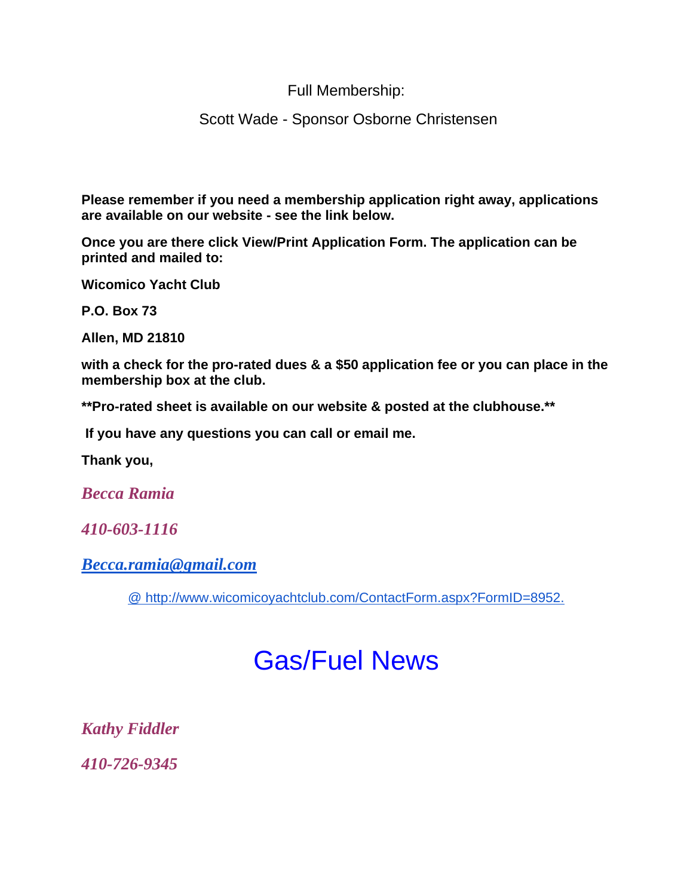Full Membership:

Scott Wade - Sponsor Osborne Christensen

**Please remember if you need a membership application right away, applications are available on our website - see the link below.**

**Once you are there click View/Print Application Form. The application can be printed and mailed to:**

**Wicomico Yacht Club**

**P.O. Box 73**

**Allen, MD 21810**

**with a check for the pro-rated dues & a $50 application fee or you can place in the membership box at the club.**

****Pro-rated sheet is available on our website & posted at the clubhouse.****

**If you have any questions you can call or email me.**

**Thank you,**

***Becca Ramia***

***410-603-1116***

***Becca.ramia@gmail.com***

@ http://www.wicomicoyachtclub.com/ContactForm.aspx?FormID=8952.

# Gas/Fuel News

***Kathy Fiddler***

***410-726-9345***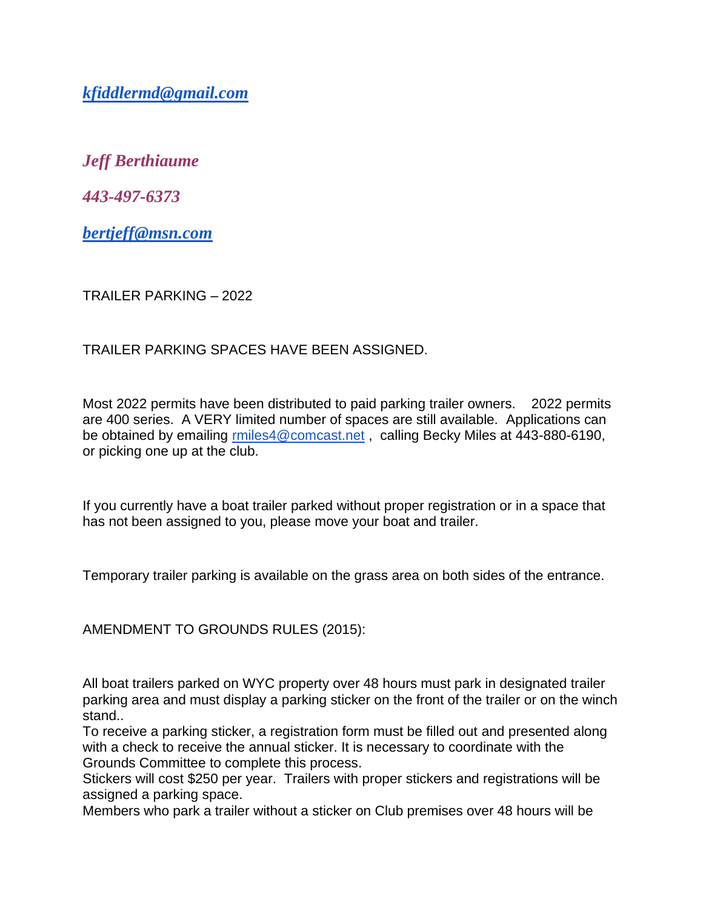*[kfiddlermd@gmail.com](mailto:kfiddlermd@gmail.com)*

*Jeff Berthiaume*

*443-497-6373*

*[bertjeff@msn.com](mailto:bertjeff@msn.com)*

TRAILER PARKING – 2022

TRAILER PARKING SPACES HAVE BEEN ASSIGNED.

Most 2022 permits have been distributed to paid parking trailer owners.   2022 permits are 400 series.  A VERY limited number of spaces are still available.  Applications can be obtained by emailing [rmiles4@comcast.net](mailto:rmiles4@comcast.net) ,  calling Becky Miles at 443-880-6190, or picking one up at the club.

If you currently have a boat trailer parked without proper registration or in a space that has not been assigned to you, please move your boat and trailer.

Temporary trailer parking is available on the grass area on both sides of the entrance.

AMENDMENT TO GROUNDS RULES (2015):

All boat trailers parked on WYC property over 48 hours must park in designated trailer parking area and must display a parking sticker on the front of the trailer or on the winch stand..
To receive a parking sticker, a registration form must be filled out and presented along with a check to receive the annual sticker. It is necessary to coordinate with the Grounds Committee to complete this process.
Stickers will cost $250 per year.  Trailers with proper stickers and registrations will be assigned a parking space.
Members who park a trailer without a sticker on Club premises over 48 hours will be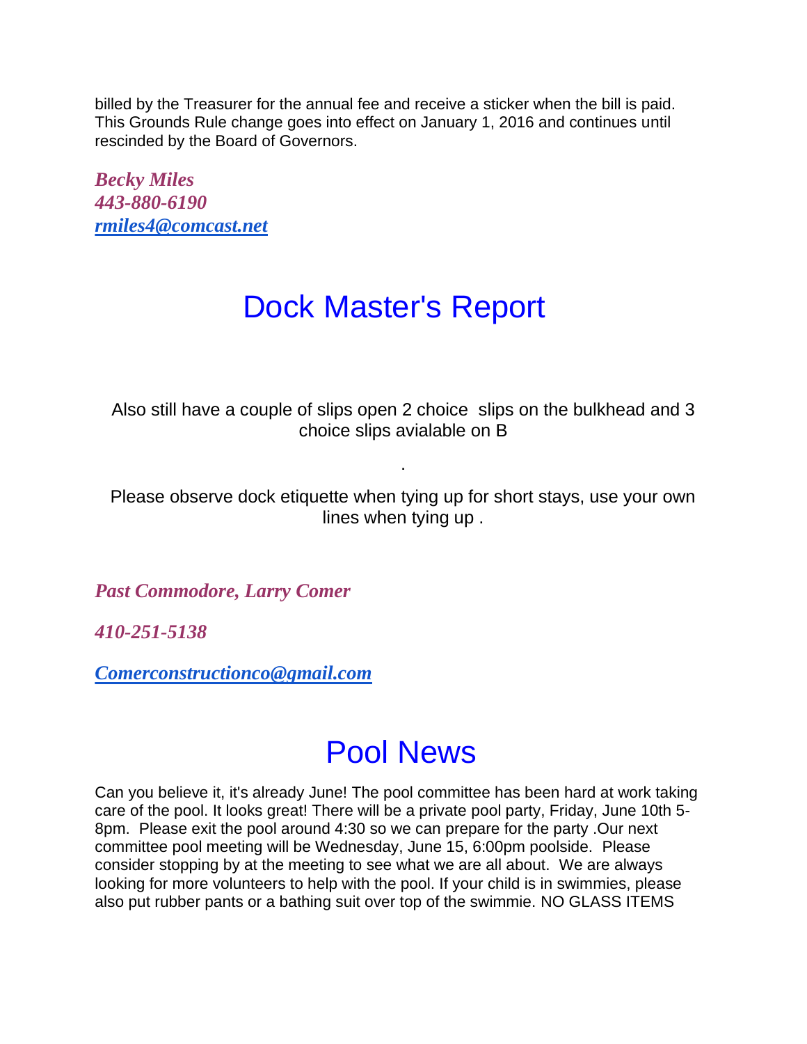billed by the Treasurer for the annual fee and receive a sticker when the bill is paid. This Grounds Rule change goes into effect on January 1, 2016 and continues until rescinded by the Board of Governors.

***Becky Miles***
***443-880-6190***
***rmiles4@comcast.net***

# Dock Master's Report

Also still have a couple of slips open 2 choice slips on the bulkhead and 3 choice slips avialable on B

.

Please observe dock etiquette when tying up for short stays, use your own lines when tying up .

***Past Commodore, Larry Comer***

***410-251-5138***

***Comerconstructionco@gmail.com***

# Pool News

Can you believe it, it's already June! The pool committee has been hard at work taking care of the pool. It looks great! There will be a private pool party, Friday, June 10th 5-8pm. Please exit the pool around 4:30 so we can prepare for the party .Our next committee pool meeting will be Wednesday, June 15, 6:00pm poolside. Please consider stopping by at the meeting to see what we are all about. We are always looking for more volunteers to help with the pool. If your child is in swimmies, please also put rubber pants or a bathing suit over top of the swimmie. NO GLASS ITEMS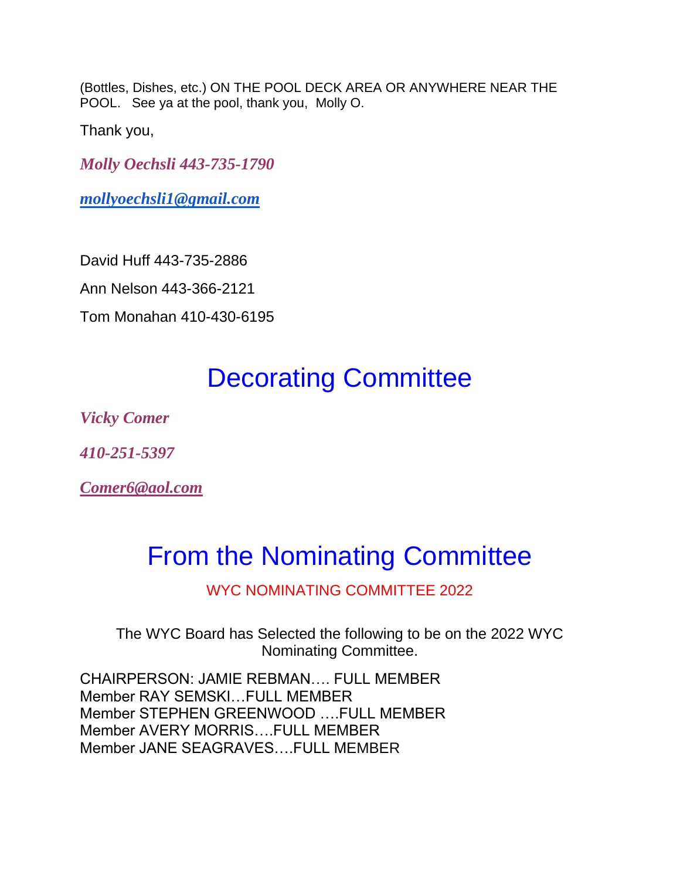(Bottles, Dishes, etc.) ON THE POOL DECK AREA OR ANYWHERE NEAR THE POOL. See ya at the pool, thank you, Molly O.

Thank you,

***Molly Oechsli 443-735-1790***

***mollyoechsli1@gmail.com***

David Huff 443-735-2886

Ann Nelson 443-366-2121

Tom Monahan 410-430-6195

# Decorating Committee

***Vicky Comer***

***410-251-5397***

***Comer6@aol.com***

# From the Nominating Committee

WYC NOMINATING COMMITTEE 2022

The WYC Board has Selected the following to be on the 2022 WYC Nominating Committee.

CHAIRPERSON: JAMIE REBMAN…. FULL MEMBER
Member RAY SEMSKI…FULL MEMBER
Member STEPHEN GREENWOOD ….FULL MEMBER
Member AVERY MORRIS….FULL MEMBER
Member JANE SEAGRAVES….FULL MEMBER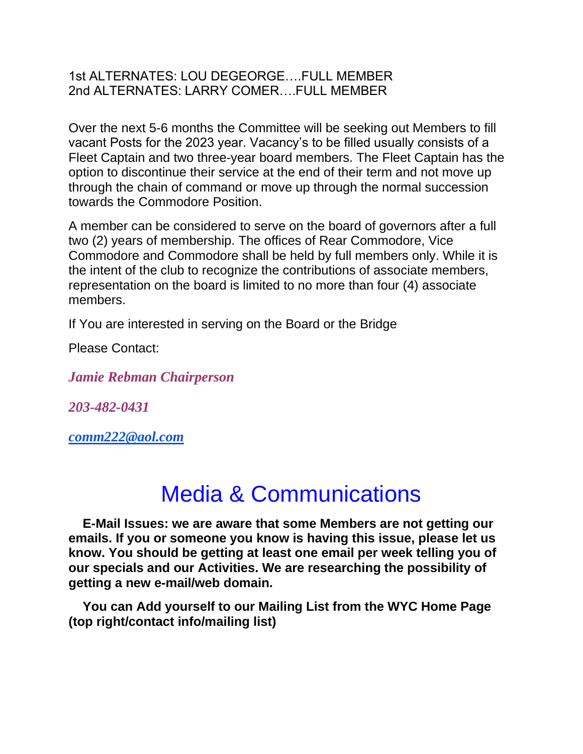1st ALTERNATES: LOU DEGEORGE….FULL MEMBER
2nd ALTERNATES: LARRY COMER….FULL MEMBER

Over the next 5-6 months the Committee will be seeking out Members to fill vacant Posts for the 2023 year. Vacancy's to be filled usually consists of a Fleet Captain and two three-year board members. The Fleet Captain has the option to discontinue their service at the end of their term and not move up through the chain of command or move up through the normal succession towards the Commodore Position.

A member can be considered to serve on the board of governors after a full two (2) years of membership. The offices of Rear Commodore, Vice Commodore and Commodore shall be held by full members only. While it is the intent of the club to recognize the contributions of associate members, representation on the board is limited to no more than four (4) associate members.

If You are interested in serving on the Board or the Bridge

Please Contact:

***Jamie Rebman Chairperson***

***203-482-0431***

***comm222@aol.com***

# Media & Communications

**E-Mail Issues: we are aware that some Members are not getting our emails. If you or someone you know is having this issue, please let us know. You should be getting at least one email per week telling you of our specials and our Activities. We are researching the possibility of getting a new e-mail/web domain.**

**You can Add yourself to our Mailing List from the WYC Home Page (top right/contact info/mailing list)**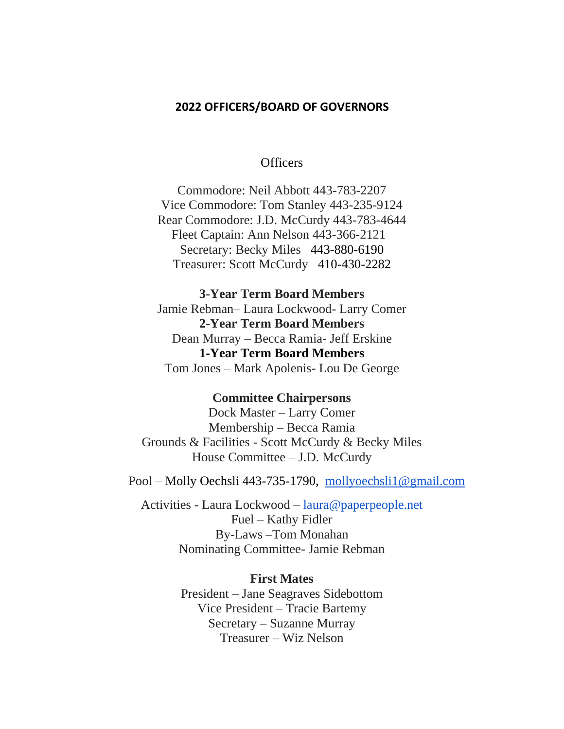## 2022 OFFICERS/BOARD OF GOVERNORS

Officers

Commodore: Neil Abbott 443-783-2207
Vice Commodore: Tom Stanley 443-235-9124
Rear Commodore: J.D. McCurdy 443-783-4644
Fleet Captain: Ann Nelson 443-366-2121
Secretary: Becky Miles 443-880-6190
Treasurer: Scott McCurdy 410-430-2282

**3-Year Term Board Members**

Jamie Rebman– Laura Lockwood- Larry Comer

**2-Year Term Board Members**

Dean Murray – Becca Ramia- Jeff Erskine

**1-Year Term Board Members**

Tom Jones – Mark Apolenis- Lou De George

**Committee Chairpersons**

Dock Master – Larry Comer
Membership – Becca Ramia
Grounds & Facilities - Scott McCurdy & Becky Miles
House Committee – J.D. McCurdy

Pool – Molly Oechsli 443-735-1790, mollyoechsli1@gmail.com

Activities - Laura Lockwood – laura@paperpeople.net
Fuel – Kathy Fidler
By-Laws –Tom Monahan
Nominating Committee- Jamie Rebman

**First Mates**

President – Jane Seagraves Sidebottom
Vice President – Tracie Bartemy
Secretary – Suzanne Murray
Treasurer – Wiz Nelson